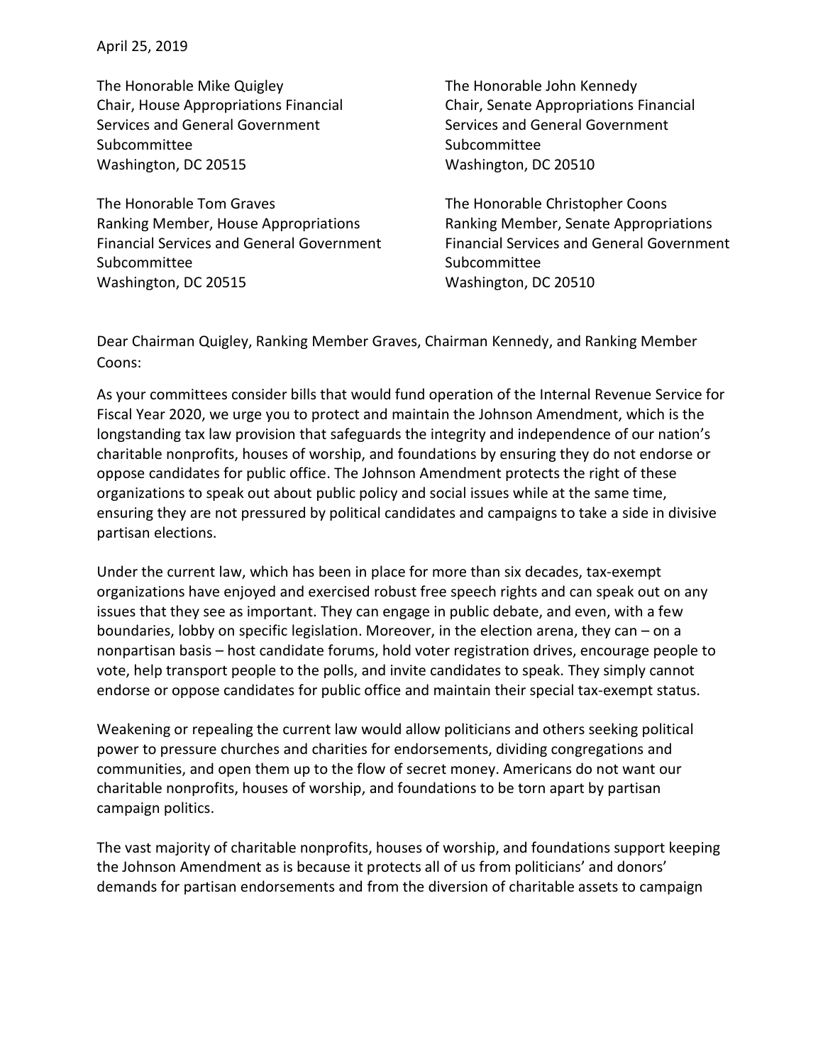April 25, 2019

The Honorable Mike Quigley
Chair, House Appropriations Financial Services and General Government Subcommittee
Washington, DC 20515

The Honorable Tom Graves
Ranking Member, House Appropriations Financial Services and General Government Subcommittee
Washington, DC 20515

The Honorable John Kennedy
Chair, Senate Appropriations Financial Services and General Government Subcommittee
Washington, DC 20510

The Honorable Christopher Coons
Ranking Member, Senate Appropriations Financial Services and General Government Subcommittee
Washington, DC 20510

Dear Chairman Quigley, Ranking Member Graves, Chairman Kennedy, and Ranking Member Coons:

As your committees consider bills that would fund operation of the Internal Revenue Service for Fiscal Year 2020, we urge you to protect and maintain the Johnson Amendment, which is the longstanding tax law provision that safeguards the integrity and independence of our nation's charitable nonprofits, houses of worship, and foundations by ensuring they do not endorse or oppose candidates for public office. The Johnson Amendment protects the right of these organizations to speak out about public policy and social issues while at the same time, ensuring they are not pressured by political candidates and campaigns to take a side in divisive partisan elections.

Under the current law, which has been in place for more than six decades, tax-exempt organizations have enjoyed and exercised robust free speech rights and can speak out on any issues that they see as important. They can engage in public debate, and even, with a few boundaries, lobby on specific legislation. Moreover, in the election arena, they can – on a nonpartisan basis – host candidate forums, hold voter registration drives, encourage people to vote, help transport people to the polls, and invite candidates to speak. They simply cannot endorse or oppose candidates for public office and maintain their special tax-exempt status.

Weakening or repealing the current law would allow politicians and others seeking political power to pressure churches and charities for endorsements, dividing congregations and communities, and open them up to the flow of secret money. Americans do not want our charitable nonprofits, houses of worship, and foundations to be torn apart by partisan campaign politics.

The vast majority of charitable nonprofits, houses of worship, and foundations support keeping the Johnson Amendment as is because it protects all of us from politicians' and donors' demands for partisan endorsements and from the diversion of charitable assets to campaign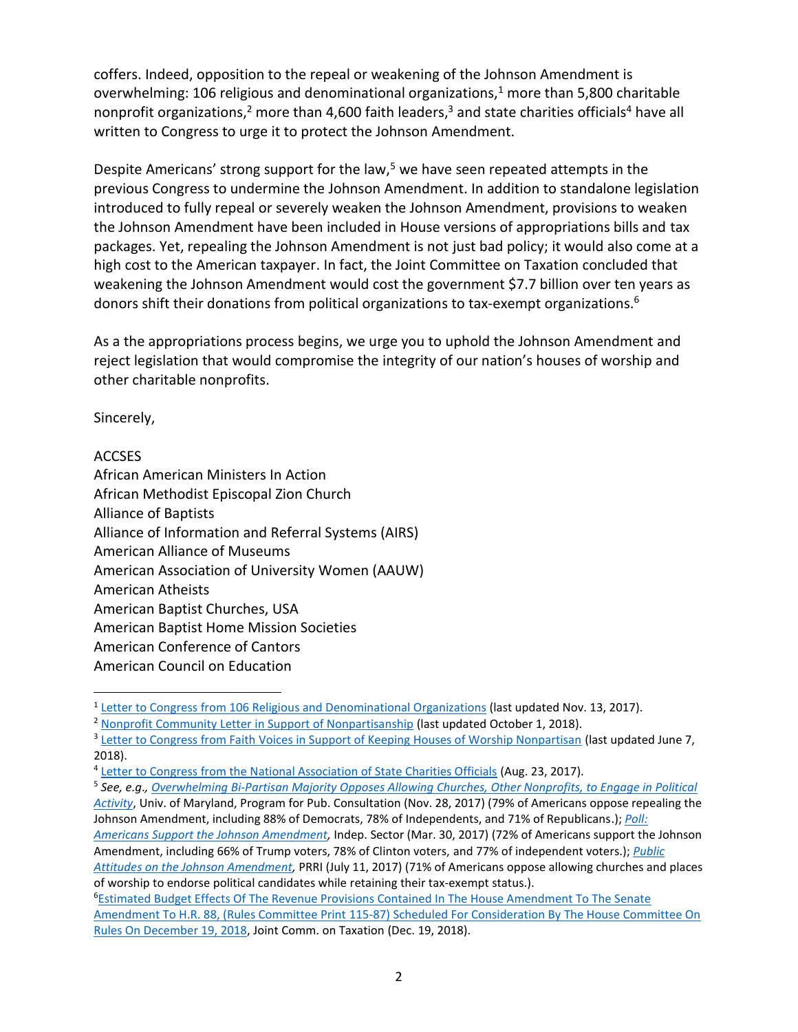coffers. Indeed, opposition to the repeal or weakening of the Johnson Amendment is overwhelming: 106 religious and denominational organizations,[1] more than 5,800 charitable nonprofit organizations,[2] more than 4,600 faith leaders,[3] and state charities officials[4] have all written to Congress to urge it to protect the Johnson Amendment.

Despite Americans' strong support for the law,[5] we have seen repeated attempts in the previous Congress to undermine the Johnson Amendment. In addition to standalone legislation introduced to fully repeal or severely weaken the Johnson Amendment, provisions to weaken the Johnson Amendment have been included in House versions of appropriations bills and tax packages. Yet, repealing the Johnson Amendment is not just bad policy; it would also come at a high cost to the American taxpayer. In fact, the Joint Committee on Taxation concluded that weakening the Johnson Amendment would cost the government $7.7 billion over ten years as donors shift their donations from political organizations to tax-exempt organizations.[6]

As a the appropriations process begins, we urge you to uphold the Johnson Amendment and reject legislation that would compromise the integrity of our nation's houses of worship and other charitable nonprofits.

Sincerely,

ACCSES
African American Ministers In Action
African Methodist Episcopal Zion Church
Alliance of Baptists
Alliance of Information and Referral Systems (AIRS)
American Alliance of Museums
American Association of University Women (AAUW)
American Atheists
American Baptist Churches, USA
American Baptist Home Mission Societies
American Conference of Cantors
American Council on Education

---

[1] Letter to Congress from 106 Religious and Denominational Organizations (last updated Nov. 13, 2017).

[2] Nonprofit Community Letter in Support of Nonpartisanship (last updated October 1, 2018).

[3] Letter to Congress from Faith Voices in Support of Keeping Houses of Worship Nonpartisan (last updated June 7, 2018).

[4] Letter to Congress from the National Association of State Charities Officials (Aug. 23, 2017).

[5] *See, e.g., Overwhelming Bi-Partisan Majority Opposes Allowing Churches, Other Nonprofits, to Engage in Political Activity*, Univ. of Maryland, Program for Pub. Consultation (Nov. 28, 2017) (79% of Americans oppose repealing the Johnson Amendment, including 88% of Democrats, 78% of Independents, and 71% of Republicans.); *Poll: Americans Support the Johnson Amendment*, Indep. Sector (Mar. 30, 2017) (72% of Americans support the Johnson Amendment, including 66% of Trump voters, 78% of Clinton voters, and 77% of independent voters.); *Public Attitudes on the Johnson Amendment*, PRRI (July 11, 2017) (71% of Americans oppose allowing churches and places of worship to endorse political candidates while retaining their tax-exempt status.).

[6] Estimated Budget Effects Of The Revenue Provisions Contained In The House Amendment To The Senate Amendment To H.R. 88, (Rules Committee Print 115-87) Scheduled For Consideration By The House Committee On Rules On December 19, 2018, Joint Comm. on Taxation (Dec. 19, 2018).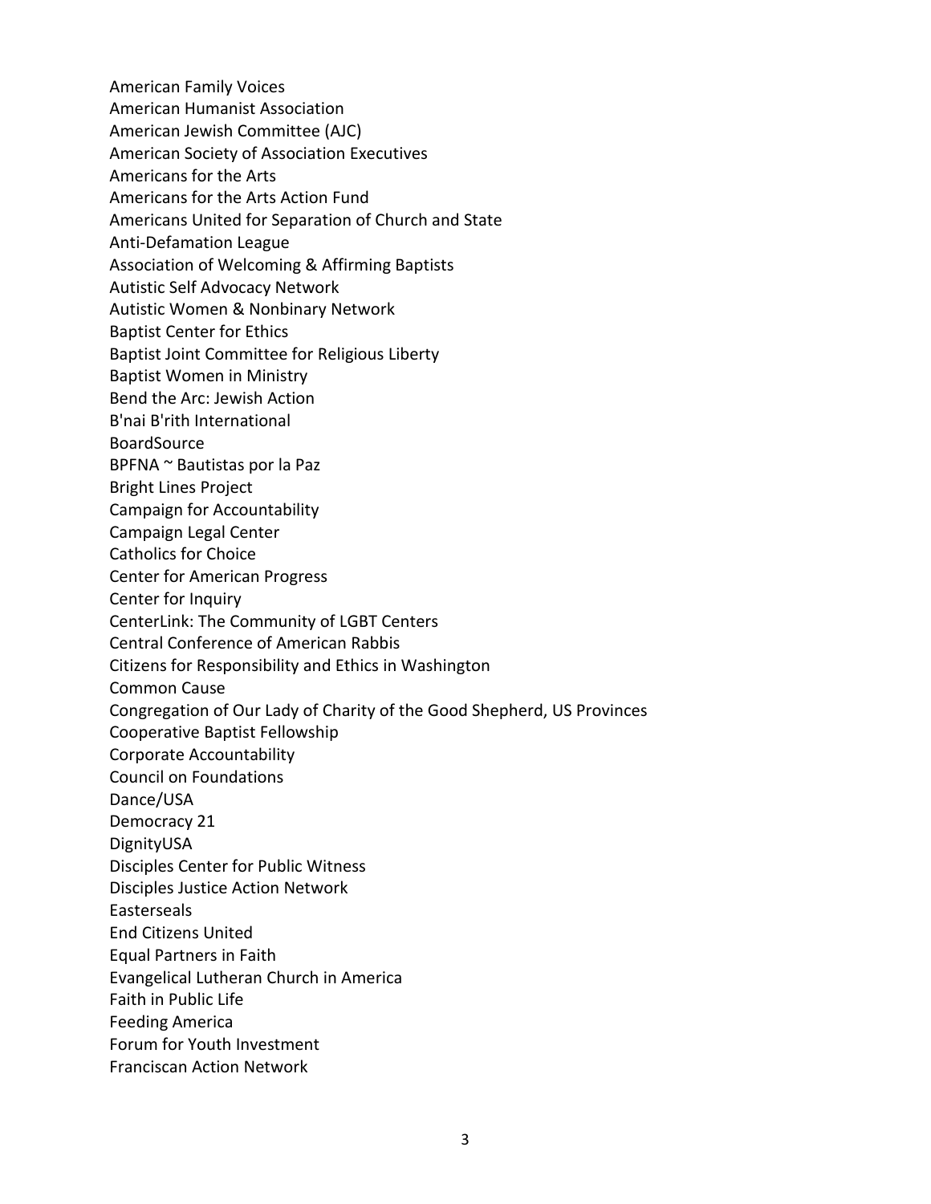American Family Voices
American Humanist Association
American Jewish Committee (AJC)
American Society of Association Executives
Americans for the Arts
Americans for the Arts Action Fund
Americans United for Separation of Church and State
Anti-Defamation League
Association of Welcoming & Affirming Baptists
Autistic Self Advocacy Network
Autistic Women & Nonbinary Network
Baptist Center for Ethics
Baptist Joint Committee for Religious Liberty
Baptist Women in Ministry
Bend the Arc: Jewish Action
B'nai B'rith International
BoardSource
BPFNA ~ Bautistas por la Paz
Bright Lines Project
Campaign for Accountability
Campaign Legal Center
Catholics for Choice
Center for American Progress
Center for Inquiry
CenterLink: The Community of LGBT Centers
Central Conference of American Rabbis
Citizens for Responsibility and Ethics in Washington
Common Cause
Congregation of Our Lady of Charity of the Good Shepherd, US Provinces
Cooperative Baptist Fellowship
Corporate Accountability
Council on Foundations
Dance/USA
Democracy 21
DignityUSA
Disciples Center for Public Witness
Disciples Justice Action Network
Easterseals
End Citizens United
Equal Partners in Faith
Evangelical Lutheran Church in America
Faith in Public Life
Feeding America
Forum for Youth Investment
Franciscan Action Network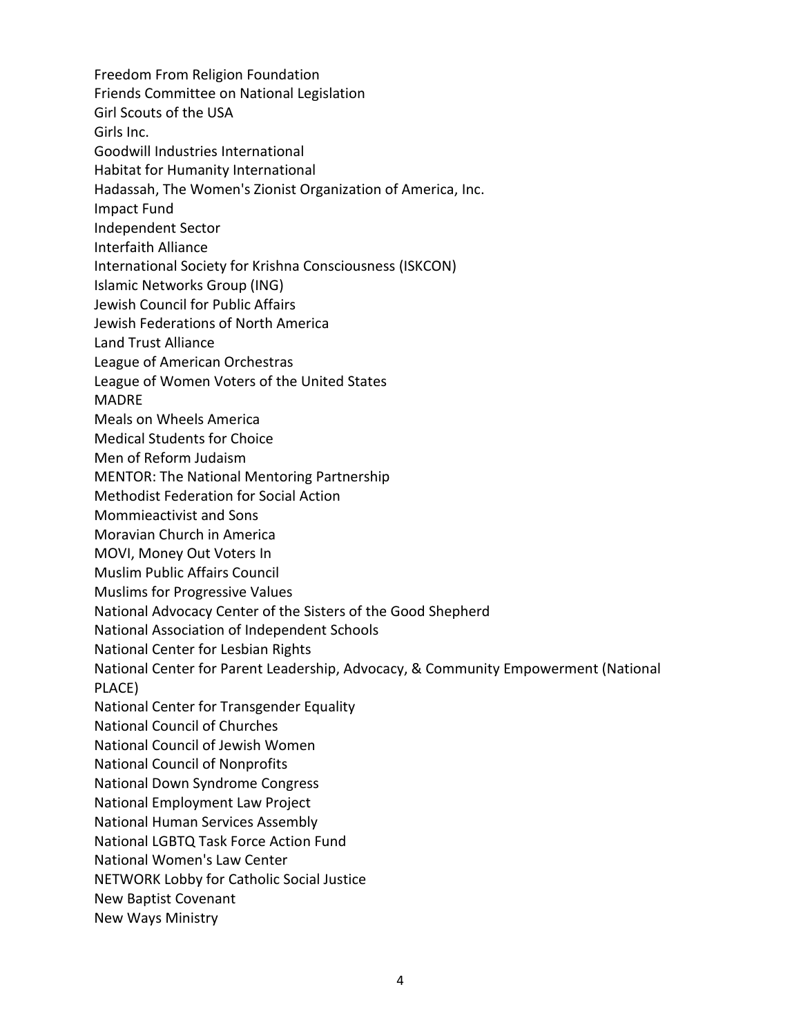Freedom From Religion Foundation
Friends Committee on National Legislation
Girl Scouts of the USA
Girls Inc.
Goodwill Industries International
Habitat for Humanity International
Hadassah, The Women's Zionist Organization of America, Inc.
Impact Fund
Independent Sector
Interfaith Alliance
International Society for Krishna Consciousness (ISKCON)
Islamic Networks Group (ING)
Jewish Council for Public Affairs
Jewish Federations of North America
Land Trust Alliance
League of American Orchestras
League of Women Voters of the United States
MADRE
Meals on Wheels America
Medical Students for Choice
Men of Reform Judaism
MENTOR: The National Mentoring Partnership
Methodist Federation for Social Action
Mommieactivist and Sons
Moravian Church in America
MOVI, Money Out Voters In
Muslim Public Affairs Council
Muslims for Progressive Values
National Advocacy Center of the Sisters of the Good Shepherd
National Association of Independent Schools
National Center for Lesbian Rights
National Center for Parent Leadership, Advocacy, & Community Empowerment (National PLACE)
National Center for Transgender Equality
National Council of Churches
National Council of Jewish Women
National Council of Nonprofits
National Down Syndrome Congress
National Employment Law Project
National Human Services Assembly
National LGBTQ Task Force Action Fund
National Women's Law Center
NETWORK Lobby for Catholic Social Justice
New Baptist Covenant
New Ways Ministry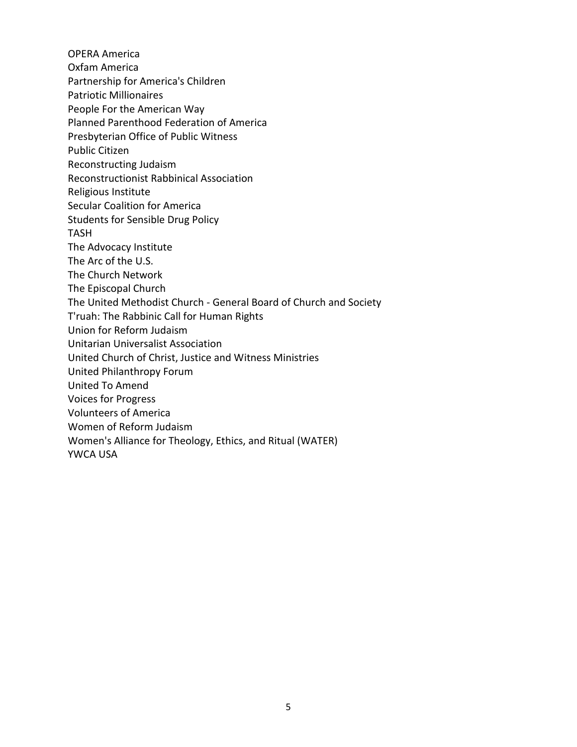OPERA America
Oxfam America
Partnership for America's Children
Patriotic Millionaires
People For the American Way
Planned Parenthood Federation of America
Presbyterian Office of Public Witness
Public Citizen
Reconstructing Judaism
Reconstructionist Rabbinical Association
Religious Institute
Secular Coalition for America
Students for Sensible Drug Policy
TASH
The Advocacy Institute
The Arc of the U.S.
The Church Network
The Episcopal Church
The United Methodist Church - General Board of Church and Society
T'ruah: The Rabbinic Call for Human Rights
Union for Reform Judaism
Unitarian Universalist Association
United Church of Christ, Justice and Witness Ministries
United Philanthropy Forum
United To Amend
Voices for Progress
Volunteers of America
Women of Reform Judaism
Women's Alliance for Theology, Ethics, and Ritual (WATER)
YWCA USA